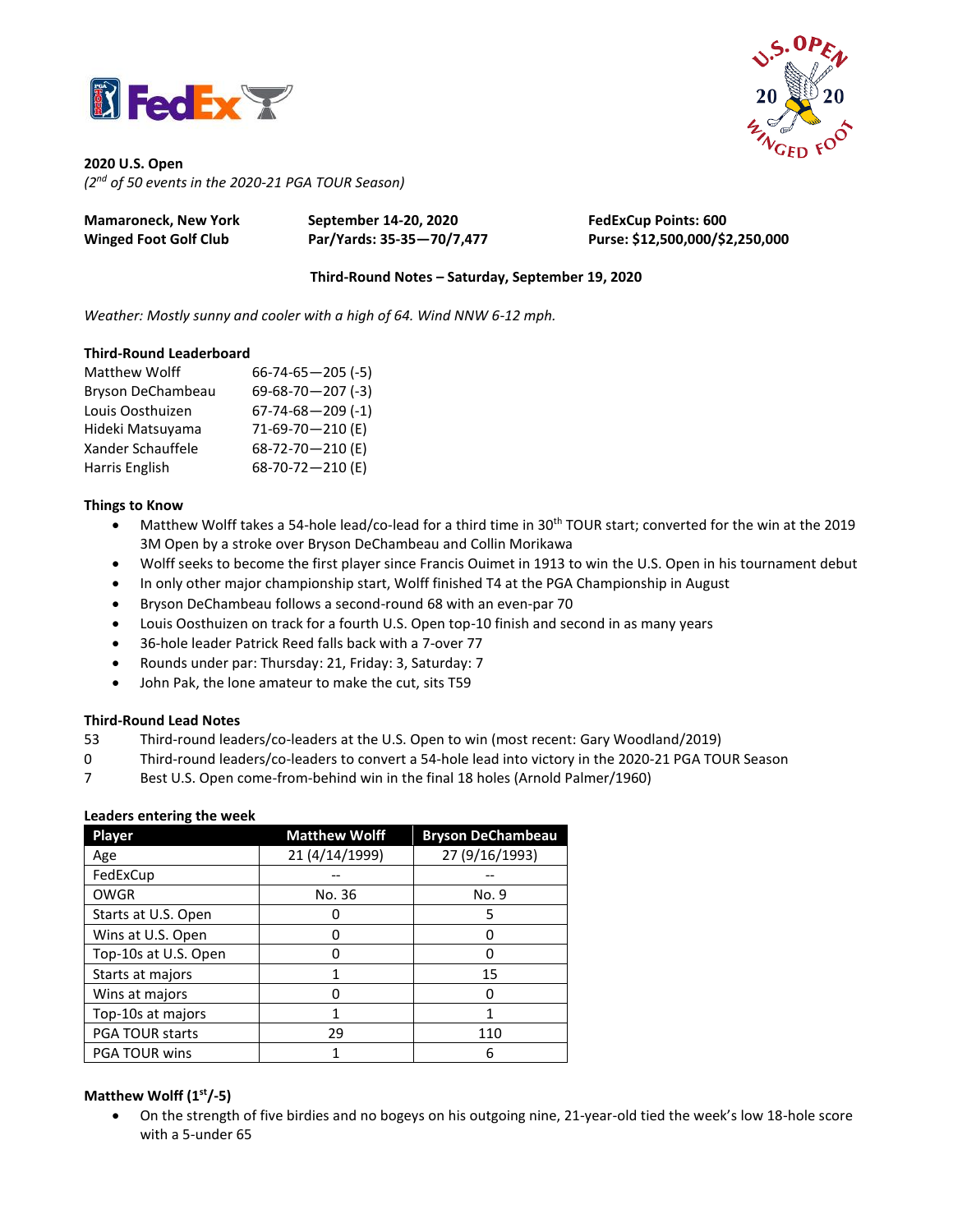**2020 U.S. Open**
*(2nd of 50 events in the 2020-21 PGA TOUR Season)*

| | | |
|---|---|---|
| **Mamaroneck, New York** | **September 14-20, 2020** | **FedExCup Points: 600** |
| **Winged Foot Golf Club** | **Par/Yards: 35-35—70/7,477** | **Purse: $12,500,000/$2,250,000** |

**Third-Round Notes – Saturday, September 19, 2020**

*Weather: Mostly sunny and cooler with a high of 64. Wind NNW 6-12 mph.*

**Third-Round Leaderboard**

| | |
|---|---|
| Matthew Wolff | 66-74-65—205 (-5) |
| Bryson DeChambeau | 69-68-70—207 (-3) |
| Louis Oosthuizen | 67-74-68—209 (-1) |
| Hideki Matsuyama | 71-69-70—210 (E) |
| Xander Schauffele | 68-72-70—210 (E) |
| Harris English | 68-70-72—210 (E) |

**Things to Know**

- Matthew Wolff takes a 54-hole lead/co-lead for a third time in 30th TOUR start; converted for the win at the 2019 3M Open by a stroke over Bryson DeChambeau and Collin Morikawa
- Wolff seeks to become the first player since Francis Ouimet in 1913 to win the U.S. Open in his tournament debut
- In only other major championship start, Wolff finished T4 at the PGA Championship in August
- Bryson DeChambeau follows a second-round 68 with an even-par 70
- Louis Oosthuizen on track for a fourth U.S. Open top-10 finish and second in as many years
- 36-hole leader Patrick Reed falls back with a 7-over 77
- Rounds under par: Thursday: 21, Friday: 3, Saturday: 7
- John Pak, the lone amateur to make the cut, sits T59

**Third-Round Lead Notes**

| | |
|---|---|
| 53 | Third-round leaders/co-leaders at the U.S. Open to win (most recent: Gary Woodland/2019) |
| 0 | Third-round leaders/co-leaders to convert a 54-hole lead into victory in the 2020-21 PGA TOUR Season |
| 7 | Best U.S. Open come-from-behind win in the final 18 holes (Arnold Palmer/1960) |

**Leaders entering the week**

| Player | Matthew Wolff | Bryson DeChambeau |
|---|---|---|
| Age | 21 (4/14/1999) | 27 (9/16/1993) |
| FedExCup | -- | -- |
| OWGR | No. 36 | No. 9 |
| Starts at U.S. Open | 0 | 5 |
| Wins at U.S. Open | 0 | 0 |
| Top-10s at U.S. Open | 0 | 0 |
| Starts at majors | 1 | 15 |
| Wins at majors | 0 | 0 |
| Top-10s at majors | 1 | 1 |
| PGA TOUR starts | 29 | 110 |
| PGA TOUR wins | 1 | 6 |

**Matthew Wolff (1st/-5)**

- On the strength of five birdies and no bogeys on his outgoing nine, 21-year-old tied the week's low 18-hole score with a 5-under 65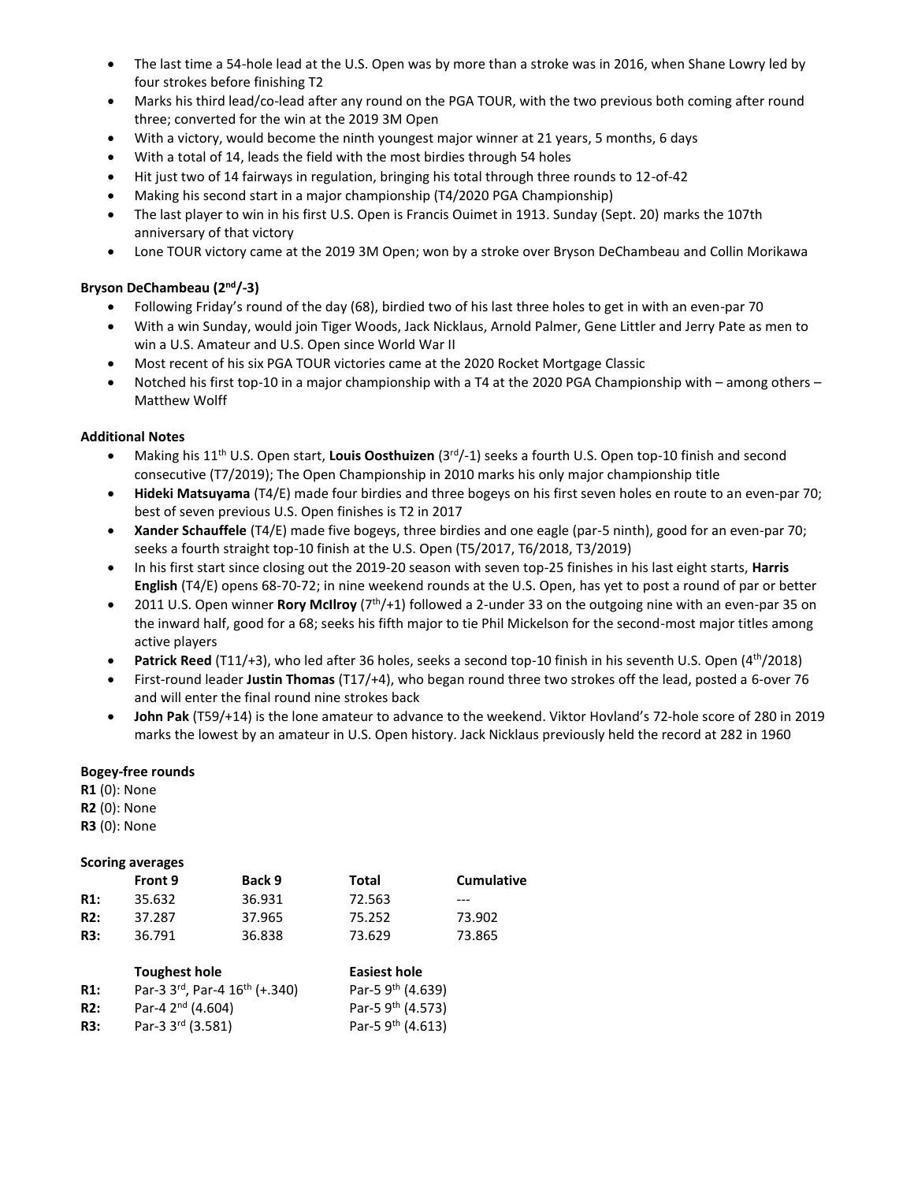- The last time a 54-hole lead at the U.S. Open was by more than a stroke was in 2016, when Shane Lowry led by four strokes before finishing T2
- Marks his third lead/co-lead after any round on the PGA TOUR, with the two previous both coming after round three; converted for the win at the 2019 3M Open
- With a victory, would become the ninth youngest major winner at 21 years, 5 months, 6 days
- With a total of 14, leads the field with the most birdies through 54 holes
- Hit just two of 14 fairways in regulation, bringing his total through three rounds to 12-of-42
- Making his second start in a major championship (T4/2020 PGA Championship)
- The last player to win in his first U.S. Open is Francis Ouimet in 1913. Sunday (Sept. 20) marks the 107th anniversary of that victory
- Lone TOUR victory came at the 2019 3M Open; won by a stroke over Bryson DeChambeau and Collin Morikawa

**Bryson DeChambeau (2nd/-3)**

- Following Friday's round of the day (68), birdied two of his last three holes to get in with an even-par 70
- With a win Sunday, would join Tiger Woods, Jack Nicklaus, Arnold Palmer, Gene Littler and Jerry Pate as men to win a U.S. Amateur and U.S. Open since World War II
- Most recent of his six PGA TOUR victories came at the 2020 Rocket Mortgage Classic
- Notched his first top-10 in a major championship with a T4 at the 2020 PGA Championship with – among others – Matthew Wolff

**Additional Notes**

- Making his 11th U.S. Open start, **Louis Oosthuizen** (3rd/-1) seeks a fourth U.S. Open top-10 finish and second consecutive (T7/2019); The Open Championship in 2010 marks his only major championship title
- **Hideki Matsuyama** (T4/E) made four birdies and three bogeys on his first seven holes en route to an even-par 70; best of seven previous U.S. Open finishes is T2 in 2017
- **Xander Schauffele** (T4/E) made five bogeys, three birdies and one eagle (par-5 ninth), good for an even-par 70; seeks a fourth straight top-10 finish at the U.S. Open (T5/2017, T6/2018, T3/2019)
- In his first start since closing out the 2019-20 season with seven top-25 finishes in his last eight starts, **Harris English** (T4/E) opens 68-70-72; in nine weekend rounds at the U.S. Open, has yet to post a round of par or better
- 2011 U.S. Open winner **Rory McIlroy** (7th/+1) followed a 2-under 33 on the outgoing nine with an even-par 35 on the inward half, good for a 68; seeks his fifth major to tie Phil Mickelson for the second-most major titles among active players
- **Patrick Reed** (T11/+3), who led after 36 holes, seeks a second top-10 finish in his seventh U.S. Open (4th/2018)
- First-round leader **Justin Thomas** (T17/+4), who began round three two strokes off the lead, posted a 6-over 76 and will enter the final round nine strokes back
- **John Pak** (T59/+14) is the lone amateur to advance to the weekend. Viktor Hovland's 72-hole score of 280 in 2019 marks the lowest by an amateur in U.S. Open history. Jack Nicklaus previously held the record at 282 in 1960

**Bogey-free rounds**

**R1** (0): None
**R2** (0): None
**R3** (0): None

**Scoring averages**

| | Front 9 | Back 9 | Total | Cumulative |
|---|---|---|---|---|
| **R1:** | 35.632 | 36.931 | 72.563 | --- |
| **R2:** | 37.287 | 37.965 | 75.252 | 73.902 |
| **R3:** | 36.791 | 36.838 | 73.629 | 73.865 |

| | Toughest hole | Easiest hole |
|---|---|---|
| **R1:** | Par-3 3rd, Par-4 16th (+.340) | Par-5 9th (4.639) |
| **R2:** | Par-4 2nd (4.604) | Par-5 9th (4.573) |
| **R3:** | Par-3 3rd (3.581) | Par-5 9th (4.613) |